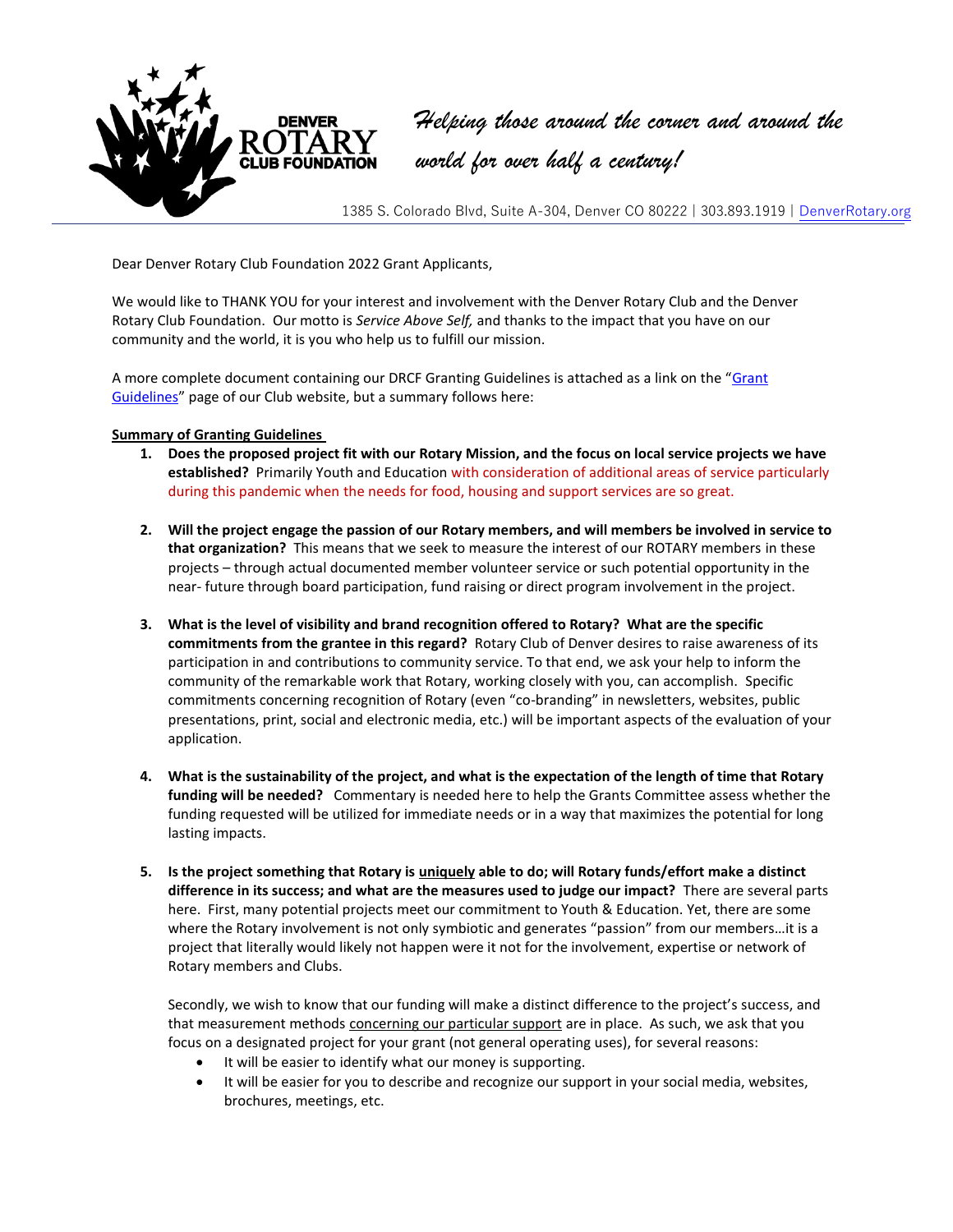DENVER ROTARY CLUB FOUNDATION

*Helping those around the corner and around the world for over half a century!*

1385 S. Colorado Blvd, Suite A-304, Denver CO 80222 | 303.893.1919 | DenverRotary.org

Dear Denver Rotary Club Foundation 2022 Grant Applicants,

We would like to THANK YOU for your interest and involvement with the Denver Rotary Club and the Denver Rotary Club Foundation. Our motto is *Service Above Self,* and thanks to the impact that you have on our community and the world, it is you who help us to fulfill our mission.

A more complete document containing our DRCF Granting Guidelines is attached as a link on the "Grant Guidelines" page of our Club website, but a summary follows here:

**Summary of Granting Guidelines**

1. **Does the proposed project fit with our Rotary Mission, and the focus on local service projects we have established?** Primarily Youth and Education with consideration of additional areas of service particularly during this pandemic when the needs for food, housing and support services are so great.

2. **Will the project engage the passion of our Rotary members, and will members be involved in service to that organization?** This means that we seek to measure the interest of our ROTARY members in these projects – through actual documented member volunteer service or such potential opportunity in the near- future through board participation, fund raising or direct program involvement in the project.

3. **What is the level of visibility and brand recognition offered to Rotary? What are the specific commitments from the grantee in this regard?** Rotary Club of Denver desires to raise awareness of its participation in and contributions to community service. To that end, we ask your help to inform the community of the remarkable work that Rotary, working closely with you, can accomplish. Specific commitments concerning recognition of Rotary (even "co-branding" in newsletters, websites, public presentations, print, social and electronic media, etc.) will be important aspects of the evaluation of your application.

4. **What is the sustainability of the project, and what is the expectation of the length of time that Rotary funding will be needed?** Commentary is needed here to help the Grants Committee assess whether the funding requested will be utilized for immediate needs or in a way that maximizes the potential for long lasting impacts.

5. **Is the project something that Rotary is uniquely able to do; will Rotary funds/effort make a distinct difference in its success; and what are the measures used to judge our impact?** There are several parts here. First, many potential projects meet our commitment to Youth & Education. Yet, there are some where the Rotary involvement is not only symbiotic and generates "passion" from our members…it is a project that literally would likely not happen were it not for the involvement, expertise or network of Rotary members and Clubs.

   Secondly, we wish to know that our funding will make a distinct difference to the project's success, and that measurement methods concerning our particular support are in place. As such, we ask that you focus on a designated project for your grant (not general operating uses), for several reasons:

   - It will be easier to identify what our money is supporting.
   - It will be easier for you to describe and recognize our support in your social media, websites, brochures, meetings, etc.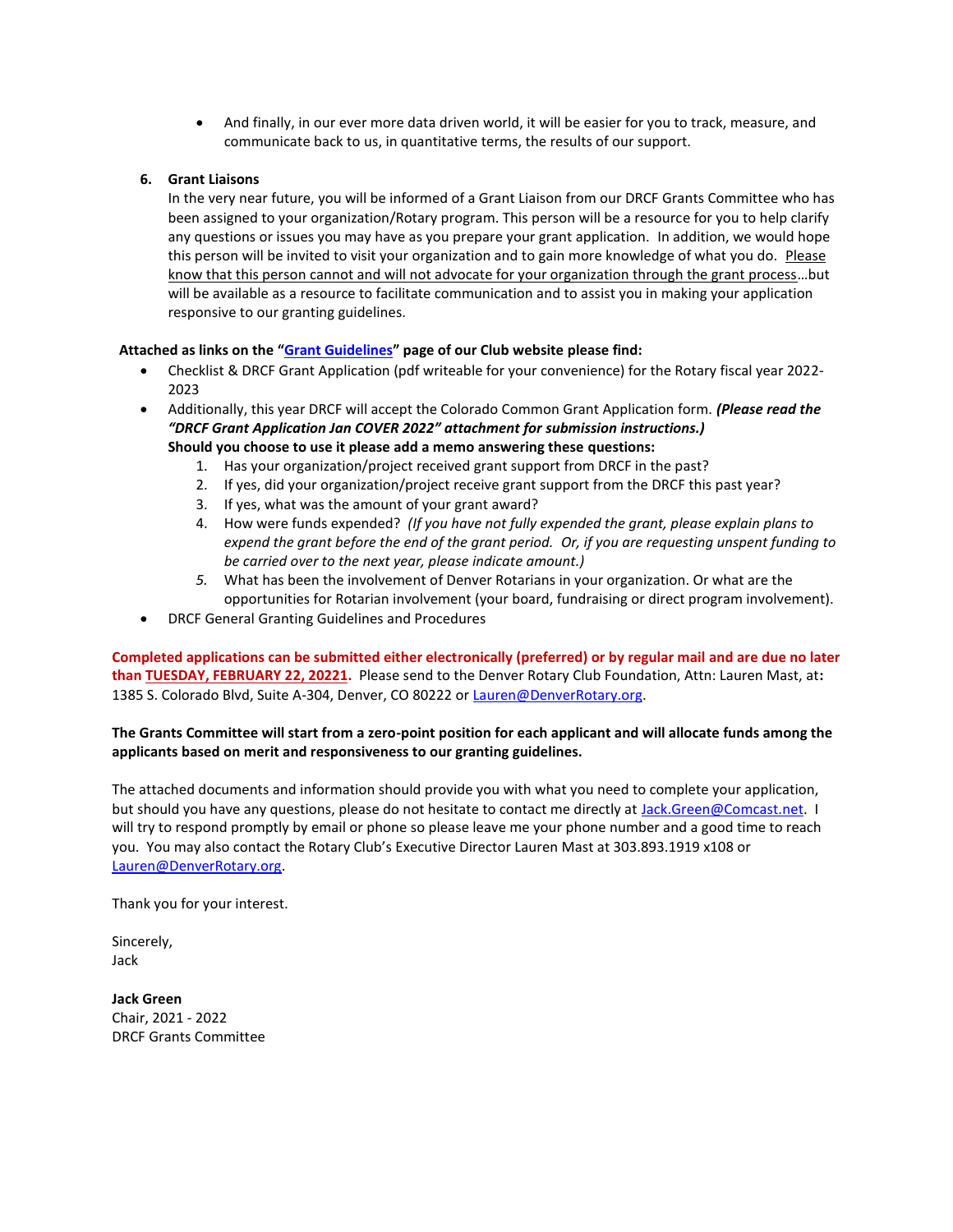- And finally, in our ever more data driven world, it will be easier for you to track, measure, and communicate back to us, in quantitative terms, the results of our support.

6. **Grant Liaisons**
   In the very near future, you will be informed of a Grant Liaison from our DRCF Grants Committee who has been assigned to your organization/Rotary program. This person will be a resource for you to help clarify any questions or issues you may have as you prepare your grant application. In addition, we would hope this person will be invited to visit your organization and to gain more knowledge of what you do. Please know that this person cannot and will not advocate for your organization through the grant process…but will be available as a resource to facilitate communication and to assist you in making your application responsive to our granting guidelines.

**Attached as links on the "[Grant Guidelines](Grant Guidelines)" page of our Club website please find:**

- Checklist & DRCF Grant Application (pdf writeable for your convenience) for the Rotary fiscal year 2022-2023
- Additionally, this year DRCF will accept the Colorado Common Grant Application form. ***(Please read the "DRCF Grant Application Jan COVER 2022" attachment for submission instructions.)***
  **Should you choose to use it please add a memo answering these questions:**
  1. Has your organization/project received grant support from DRCF in the past?
  2. If yes, did your organization/project receive grant support from the DRCF this past year?
  3. If yes, what was the amount of your grant award?
  4. How were funds expended? *(If you have not fully expended the grant, please explain plans to expend the grant before the end of the grant period. Or, if you are requesting unspent funding to be carried over to the next year, please indicate amount.)*
  5. What has been the involvement of Denver Rotarians in your organization. Or what are the opportunities for Rotarian involvement (your board, fundraising or direct program involvement).
- DRCF General Granting Guidelines and Procedures

**Completed applications can be submitted either electronically (preferred) or by regular mail and are due no later than TUESDAY, FEBRUARY 22, 20221.** Please send to the Denver Rotary Club Foundation, Attn: Lauren Mast, at**:** 1385 S. Colorado Blvd, Suite A-304, Denver, CO 80222 or Lauren@DenverRotary.org.

**The Grants Committee will start from a zero-point position for each applicant and will allocate funds among the applicants based on merit and responsiveness to our granting guidelines.**

The attached documents and information should provide you with what you need to complete your application, but should you have any questions, please do not hesitate to contact me directly at Jack.Green@Comcast.net. I will try to respond promptly by email or phone so please leave me your phone number and a good time to reach you. You may also contact the Rotary Club's Executive Director Lauren Mast at 303.893.1919 x108 or Lauren@DenverRotary.org.

Thank you for your interest.

Sincerely,
Jack

**Jack Green**
Chair, 2021 - 2022
DRCF Grants Committee